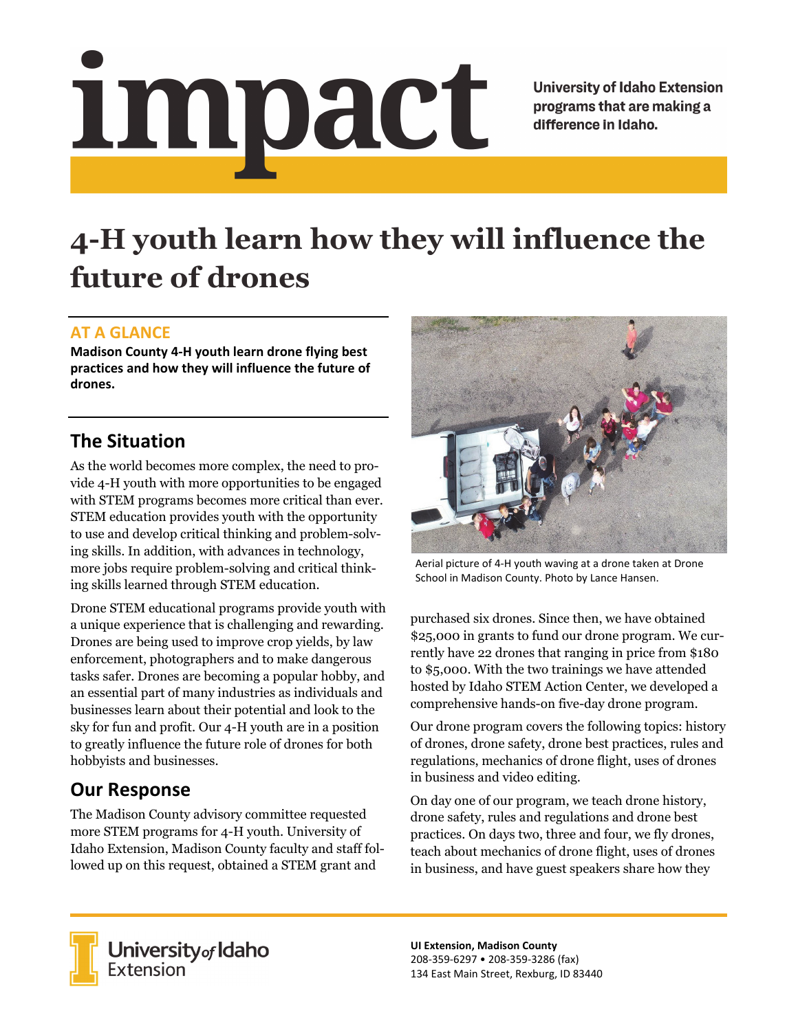# impact

University of Idaho Extension programs that are making a difference in Idaho.

# 4-H youth learn how they will influence the future of drones

## AT A GLANCE

**Madison County 4-H youth learn drone flying best practices and how they will influence the future of drones.**

## The Situation

As the world becomes more complex, the need to provide 4-H youth with more opportunities to be engaged with STEM programs becomes more critical than ever. STEM education provides youth with the opportunity to use and develop critical thinking and problem-solving skills. In addition, with advances in technology, more jobs require problem-solving and critical thinking skills learned through STEM education.

Drone STEM educational programs provide youth with a unique experience that is challenging and rewarding. Drones are being used to improve crop yields, by law enforcement, photographers and to make dangerous tasks safer. Drones are becoming a popular hobby, and an essential part of many industries as individuals and businesses learn about their potential and look to the sky for fun and profit. Our 4-H youth are in a position to greatly influence the future role of drones for both hobbyists and businesses.

## Our Response

The Madison County advisory committee requested more STEM programs for 4-H youth. University of Idaho Extension, Madison County faculty and staff followed up on this request, obtained a STEM grant and purchased six drones. Since then, we have obtained $25,000 in grants to fund our drone program. We currently have 22 drones that ranging in price from $180 to $5,000. With the two trainings we have attended hosted by Idaho STEM Action Center, we developed a comprehensive hands-on five-day drone program.

Aerial picture of 4-H youth waving at a drone taken at Drone School in Madison County. Photo by Lance Hansen.

Our drone program covers the following topics: history of drones, drone safety, drone best practices, rules and regulations, mechanics of drone flight, uses of drones in business and video editing.

On day one of our program, we teach drone history, drone safety, rules and regulations and drone best practices. On days two, three and four, we fly drones, teach about mechanics of drone flight, uses of drones in business, and have guest speakers share how they

University of Idaho Extension

**UI Extension, Madison County**
208-359-6297 • 208-359-3286 (fax)
134 East Main Street, Rexburg, ID 83440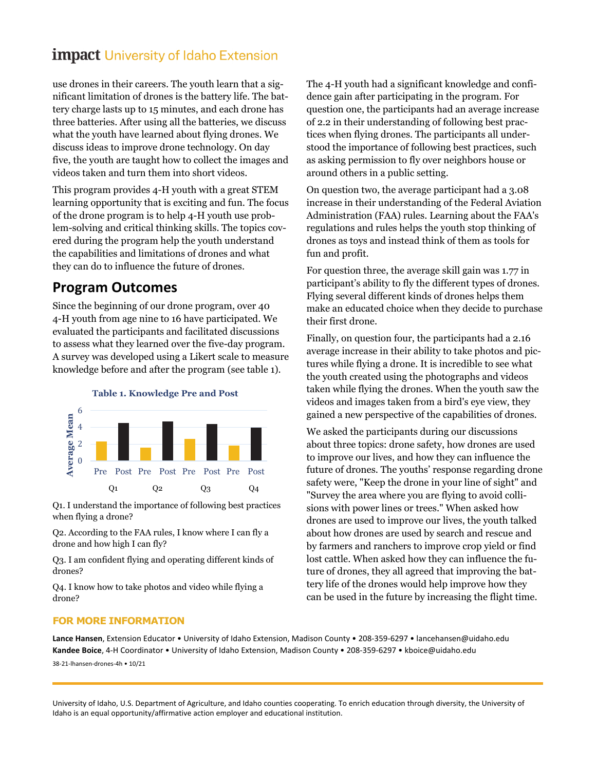use drones in their careers. The youth learn that a significant limitation of drones is the battery life. The battery charge lasts up to 15 minutes, and each drone has three batteries. After using all the batteries, we discuss what the youth have learned about flying drones. We discuss ideas to improve drone technology. On day five, the youth are taught how to collect the images and videos taken and turn them into short videos.

This program provides 4-H youth with a great STEM learning opportunity that is exciting and fun. The focus of the drone program is to help 4-H youth use problem-solving and critical thinking skills. The topics covered during the program help the youth understand the capabilities and limitations of drones and what they can do to influence the future of drones.

## Program Outcomes

Since the beginning of our drone program, over 40 4-H youth from age nine to 16 have participated. We evaluated the participants and facilitated discussions to assess what they learned over the five-day program. A survey was developed using a Likert scale to measure knowledge before and after the program (see table 1).

**Table 1. Knowledge Pre and Post**

Average Mean
6
4
2
0
Pre Post Pre Post Pre Post Pre Post
Q1 Q2 Q3 Q4

Q1. I understand the importance of following best practices when flying a drone?

Q2. According to the FAA rules, I know where I can fly a drone and how high I can fly?

Q3. I am confident flying and operating different kinds of drones?

Q4. I know how to take photos and video while flying a drone?

The 4-H youth had a significant knowledge and confidence gain after participating in the program. For question one, the participants had an average increase of 2.2 in their understanding of following best practices when flying drones. The participants all understood the importance of following best practices, such as asking permission to fly over neighbors house or around others in a public setting.

On question two, the average participant had a 3.08 increase in their understanding of the Federal Aviation Administration (FAA) rules. Learning about the FAA's regulations and rules helps the youth stop thinking of drones as toys and instead think of them as tools for fun and profit.

For question three, the average skill gain was 1.77 in participant's ability to fly the different types of drones. Flying several different kinds of drones helps them make an educated choice when they decide to purchase their first drone.

Finally, on question four, the participants had a 2.16 average increase in their ability to take photos and pictures while flying a drone. It is incredible to see what the youth created using the photographs and videos taken while flying the drones. When the youth saw the videos and images taken from a bird's eye view, they gained a new perspective of the capabilities of drones.

We asked the participants during our discussions about three topics: drone safety, how drones are used to improve our lives, and how they can influence the future of drones. The youths' response regarding drone safety were, "Keep the drone in your line of sight" and "Survey the area where you are flying to avoid collisions with power lines or trees." When asked how drones are used to improve our lives, the youth talked about how drones are used by search and rescue and by farmers and ranchers to improve crop yield or find lost cattle. When asked how they can influence the future of drones, they all agreed that improving the battery life of the drones would help improve how they can be used in the future by increasing the flight time.

### FOR MORE INFORMATION

**Lance Hansen**, Extension Educator • University of Idaho Extension, Madison County • 208-359-6297 • lancehansen@uidaho.edu

**Kandee Boice**, 4-H Coordinator • University of Idaho Extension, Madison County • 208-359-6297 • kboice@uidaho.edu

38-21-lhansen-drones-4h • 10/21

University of Idaho, U.S. Department of Agriculture, and Idaho counties cooperating. To enrich education through diversity, the University of Idaho is an equal opportunity/affirmative action employer and educational institution.